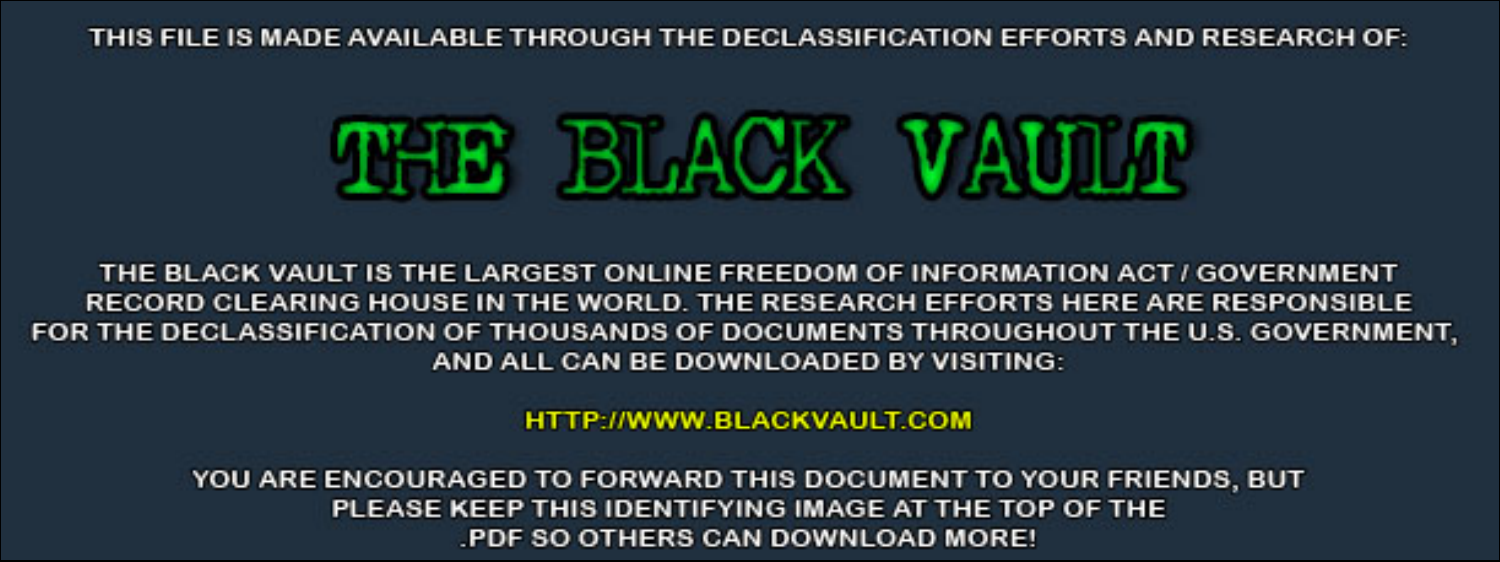THIS FILE IS MADE AVAILABLE THROUGH THE DECLASSIFICATION EFFORTS AND RESEARCH OF:

# THE BLACK VAULT

THE BLACK VAULT IS THE LARGEST ONLINE FREEDOM OF INFORMATION ACT / GOVERNMENT RECORD CLEARING HOUSE IN THE WORLD. THE RESEARCH EFFORTS HERE ARE RESPONSIBLE FOR THE DECLASSIFICATION OF THOUSANDS OF DOCUMENTS THROUGHOUT THE U.S. GOVERNMENT, AND ALL CAN BE DOWNLOADED BY VISITING:

HTTP://WWW.BLACKVAULT.COM

YOU ARE ENCOURAGED TO FORWARD THIS DOCUMENT TO YOUR FRIENDS, BUT PLEASE KEEP THIS IDENTIFYING IMAGE AT THE TOP OF THE .PDF SO OTHERS CAN DOWNLOAD MORE!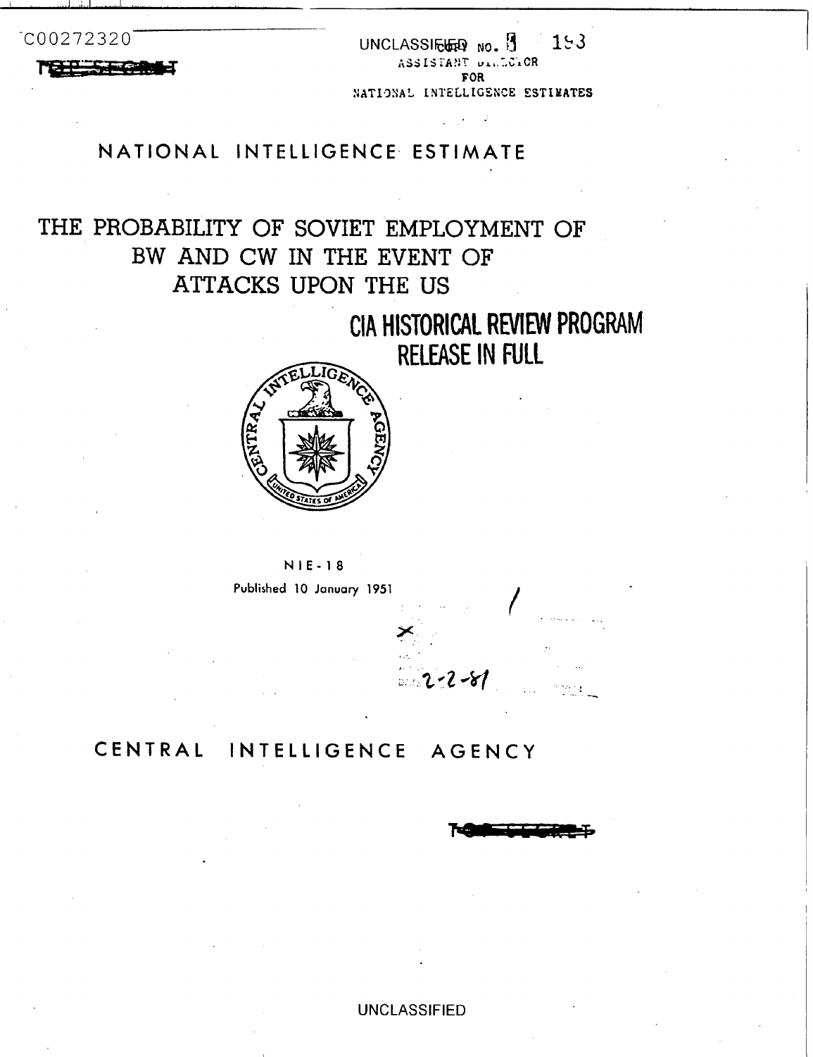C00272320

TOP SECRET

UNCLASSIFIED COPY NO. 8 193

ASSISTANT DIRECTOR FOR NATIONAL INTELLIGENCE ESTIMATES

NATIONAL INTELLIGENCE ESTIMATE

# THE PROBABILITY OF SOVIET EMPLOYMENT OF BW AND CW IN THE EVENT OF ATTACKS UPON THE US

CIA HISTORICAL REVIEW PROGRAM
RELEASE IN FULL

NIE-18

Published 10 January 1951

2-2-81

CENTRAL INTELLIGENCE AGENCY

TOP SECRET

UNCLASSIFIED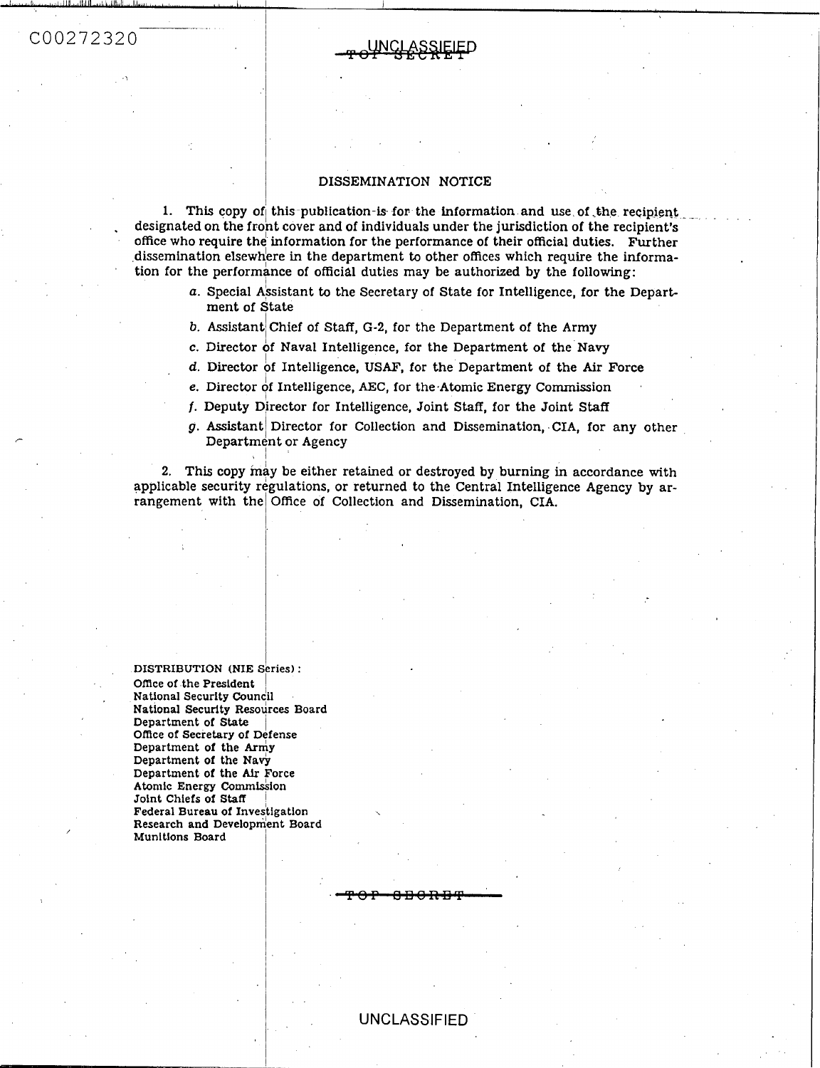## DISSEMINATION NOTICE

1. This copy of this publication is for the information and use of the recipient designated on the front cover and of individuals under the jurisdiction of the recipient's office who require the information for the performance of their official duties. Further dissemination elsewhere in the department to other offices which require the information for the performance of official duties may be authorized by the following:

   *a.* Special Assistant to the Secretary of State for Intelligence, for the Department of State

   *b.* Assistant Chief of Staff, G-2, for the Department of the Army

   *c.* Director of Naval Intelligence, for the Department of the Navy

   *d.* Director of Intelligence, USAF, for the Department of the Air Force

   *e.* Director of Intelligence, AEC, for the Atomic Energy Commission

   *f.* Deputy Director for Intelligence, Joint Staff, for the Joint Staff

   *g.* Assistant Director for Collection and Dissemination, CIA, for any other Department or Agency

2. This copy may be either retained or destroyed by burning in accordance with applicable security regulations, or returned to the Central Intelligence Agency by arrangement with the Office of Collection and Dissemination, CIA.

DISTRIBUTION (NIE Series):
Office of the President
National Security Council
National Security Resources Board
Department of State
Office of Secretary of Defense
Department of the Army
Department of the Navy
Department of the Air Force
Atomic Energy Commission
Joint Chiefs of Staff
Federal Bureau of Investigation
Research and Development Board
Munitions Board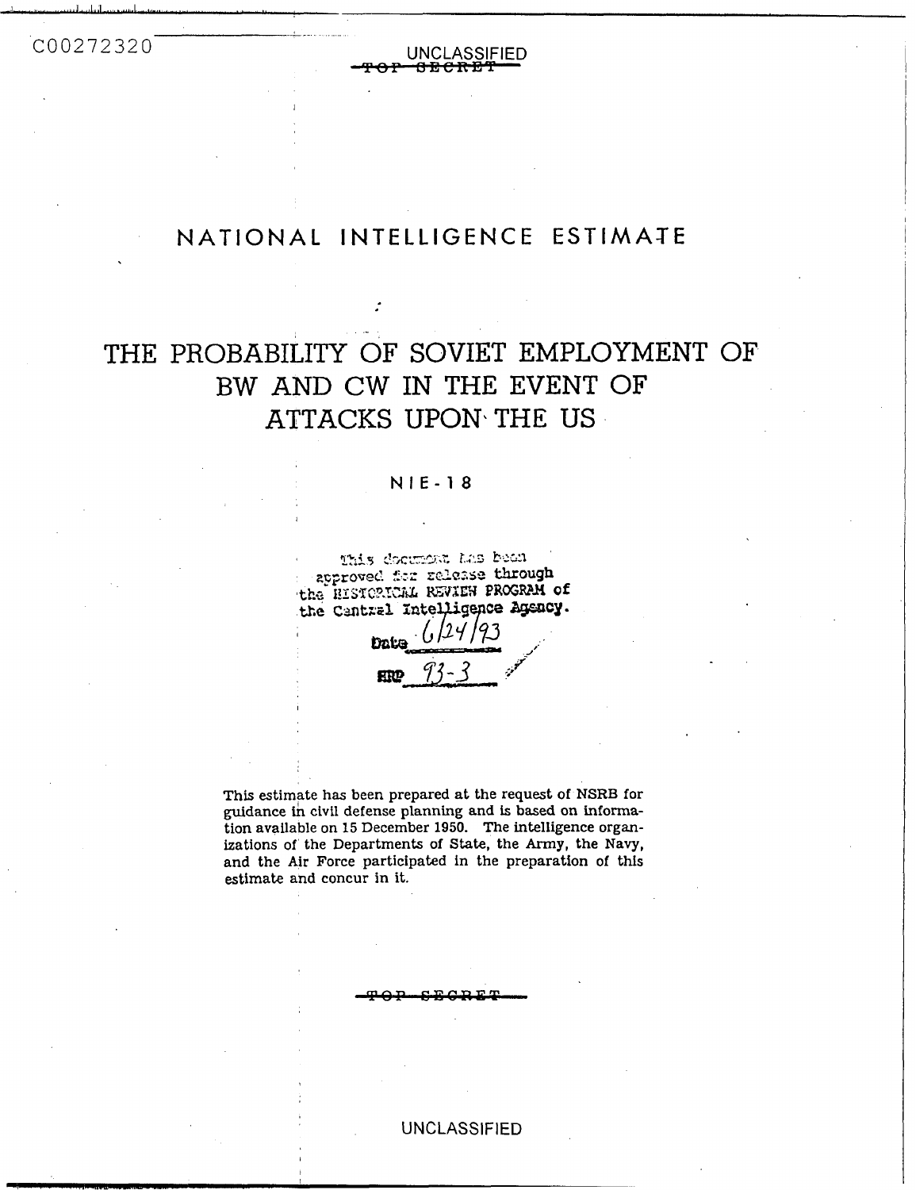C00272320

UNCLASSIFIED

~~TOP SECRET~~

# NATIONAL INTELLIGENCE ESTIMATE

# THE PROBABILITY OF SOVIET EMPLOYMENT OF BW AND CW IN THE EVENT OF ATTACKS UPON THE US

NIE-18

This document has been approved for release through the HISTORICAL REVIEW PROGRAM of the Central Intelligence Agency.

Date 6/24/93

HRP 93-3

This estimate has been prepared at the request of NSRB for guidance in civil defense planning and is based on information available on 15 December 1950. The intelligence organizations of the Departments of State, the Army, the Navy, and the Air Force participated in the preparation of this estimate and concur in it.

~~TOP SECRET~~

UNCLASSIFIED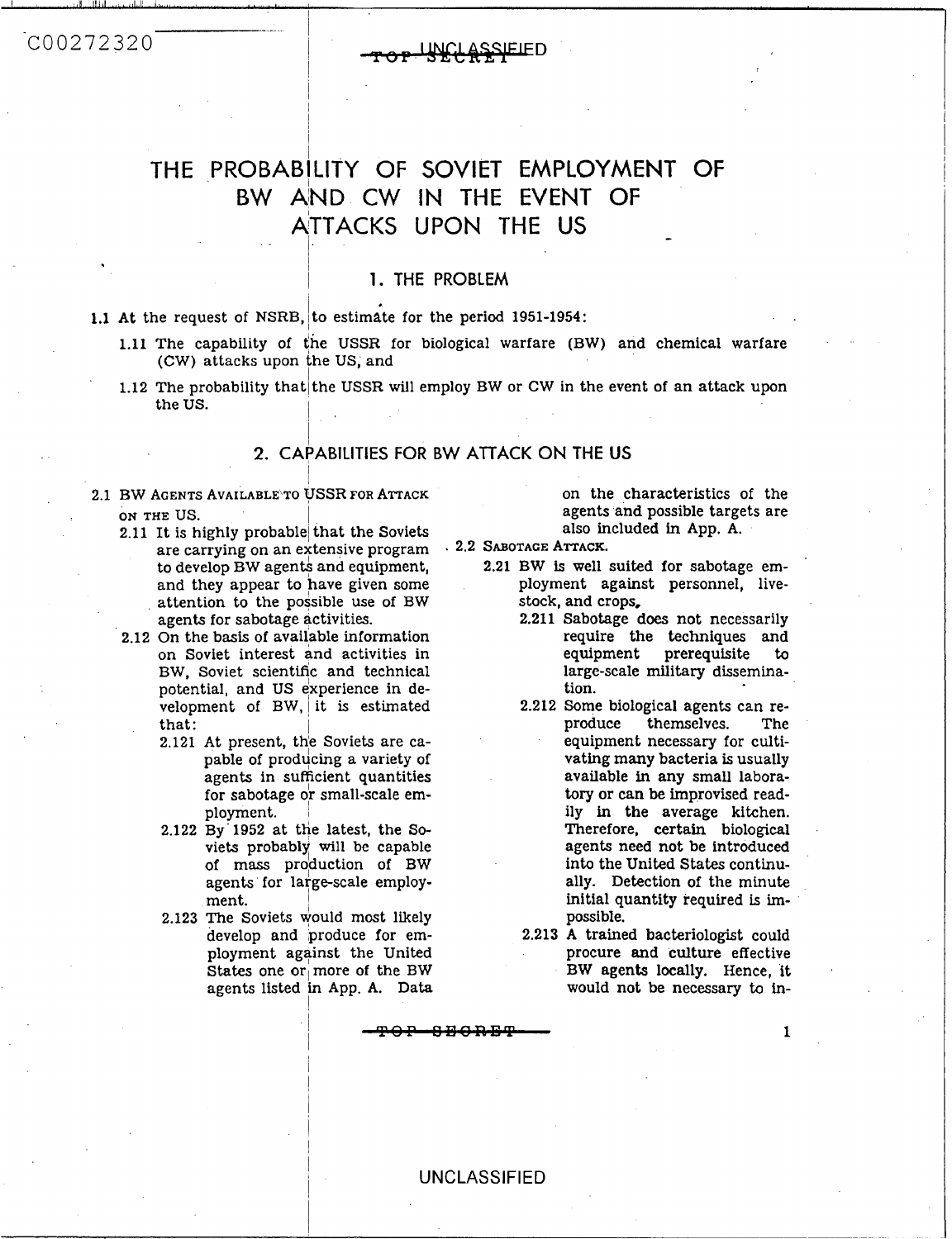# THE PROBABILITY OF SOVIET EMPLOYMENT OF BW AND CW IN THE EVENT OF ATTACKS UPON THE US

## 1. THE PROBLEM

1.1 At the request of NSRB, to estimate for the period 1951-1954:

1.11 The capability of the USSR for biological warfare (BW) and chemical warfare (CW) attacks upon the US, and

1.12 The probability that the USSR will employ BW or CW in the event of an attack upon the US.

## 2. CAPABILITIES FOR BW ATTACK ON THE US

2.1 BW AGENTS AVAILABLE TO USSR FOR ATTACK ON THE US.

2.11 It is highly probable that the Soviets are carrying on an extensive program to develop BW agents and equipment, and they appear to have given some attention to the possible use of BW agents for sabotage activities.

2.12 On the basis of available information on Soviet interest and activities in BW, Soviet scientific and technical potential, and US experience in development of BW, it is estimated that:

2.121 At present, the Soviets are capable of producing a variety of agents in sufficient quantities for sabotage or small-scale employment.

2.122 By 1952 at the latest, the Soviets probably will be capable of mass production of BW agents for large-scale employment.

2.123 The Soviets would most likely develop and produce for employment against the United States one or more of the BW agents listed in App. A. Data on the characteristics of the agents and possible targets are also included in App. A.

2.2 SABOTAGE ATTACK.

2.21 BW is well suited for sabotage employment against personnel, livestock, and crops.

2.211 Sabotage does not necessarily require the techniques and equipment prerequisite to large-scale military dissemination.

2.212 Some biological agents can reproduce themselves. The equipment necessary for cultivating many bacteria is usually available in any small laboratory or can be improvised readily in the average kitchen. Therefore, certain biological agents need not be introduced into the United States continually. Detection of the minute initial quantity required is impossible.

2.213 A trained bacteriologist could procure and culture effective BW agents locally. Hence, it would not be necessary to in-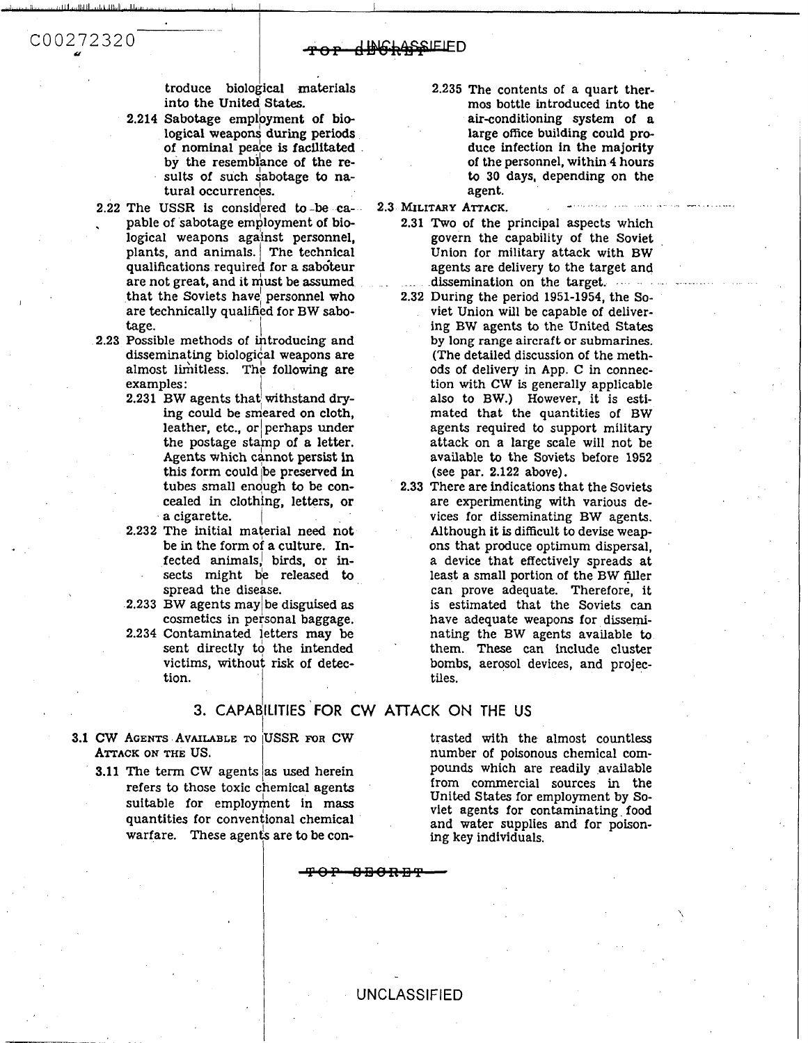troduce biological materials into the United States.

2.214 Sabotage employment of biological weapons during periods of nominal peace is facilitated by the resemblance of the results of such sabotage to natural occurrences.

2.22 The USSR is considered to be capable of sabotage employment of biological weapons against personnel, plants, and animals. The technical qualifications required for a saboteur are not great, and it must be assumed that the Soviets have personnel who are technically qualified for BW sabotage.

2.23 Possible methods of introducing and disseminating biological weapons are almost limitless. The following are examples:

2.231 BW agents that withstand drying could be smeared on cloth, leather, etc., or perhaps under the postage stamp of a letter. Agents which cannot persist in this form could be preserved in tubes small enough to be concealed in clothing, letters, or a cigarette.

2.232 The initial material need not be in the form of a culture. Infected animals, birds, or insects might be released to spread the disease.

2.233 BW agents may be disguised as cosmetics in personal baggage.

2.234 Contaminated letters may be sent directly to the intended victims, without risk of detection.

2.235 The contents of a quart thermos bottle introduced into the air-conditioning system of a large office building could produce infection in the majority of the personnel, within 4 hours to 30 days, depending on the agent.

2.3 MILITARY ATTACK.

2.31 Two of the principal aspects which govern the capability of the Soviet Union for military attack with BW agents are delivery to the target and dissemination on the target.

2.32 During the period 1951-1954, the Soviet Union will be capable of delivering BW agents to the United States by long range aircraft or submarines. (The detailed discussion of the methods of delivery in App. C in connection with CW is generally applicable also to BW.) However, it is estimated that the quantities of BW agents required to support military attack on a large scale will not be available to the Soviets before 1952 (see par. 2.122 above).

2.33 There are indications that the Soviets are experimenting with various devices for disseminating BW agents. Although it is difficult to devise weapons that produce optimum dispersal, a device that effectively spreads at least a small portion of the BW filler can prove adequate. Therefore, it is estimated that the Soviets can have adequate weapons for disseminating the BW agents available to them. These can include cluster bombs, aerosol devices, and projectiles.

## 3. CAPABILITIES FOR CW ATTACK ON THE US

3.1 CW AGENTS AVAILABLE TO USSR FOR CW ATTACK ON THE US.

3.11 The term CW agents as used herein refers to those toxic chemical agents suitable for employment in mass quantities for conventional chemical warfare. These agents are to be contrasted with the almost countless number of poisonous chemical compounds which are readily available from commercial sources in the United States for employment by Soviet agents for contaminating food and water supplies and for poisoning key individuals.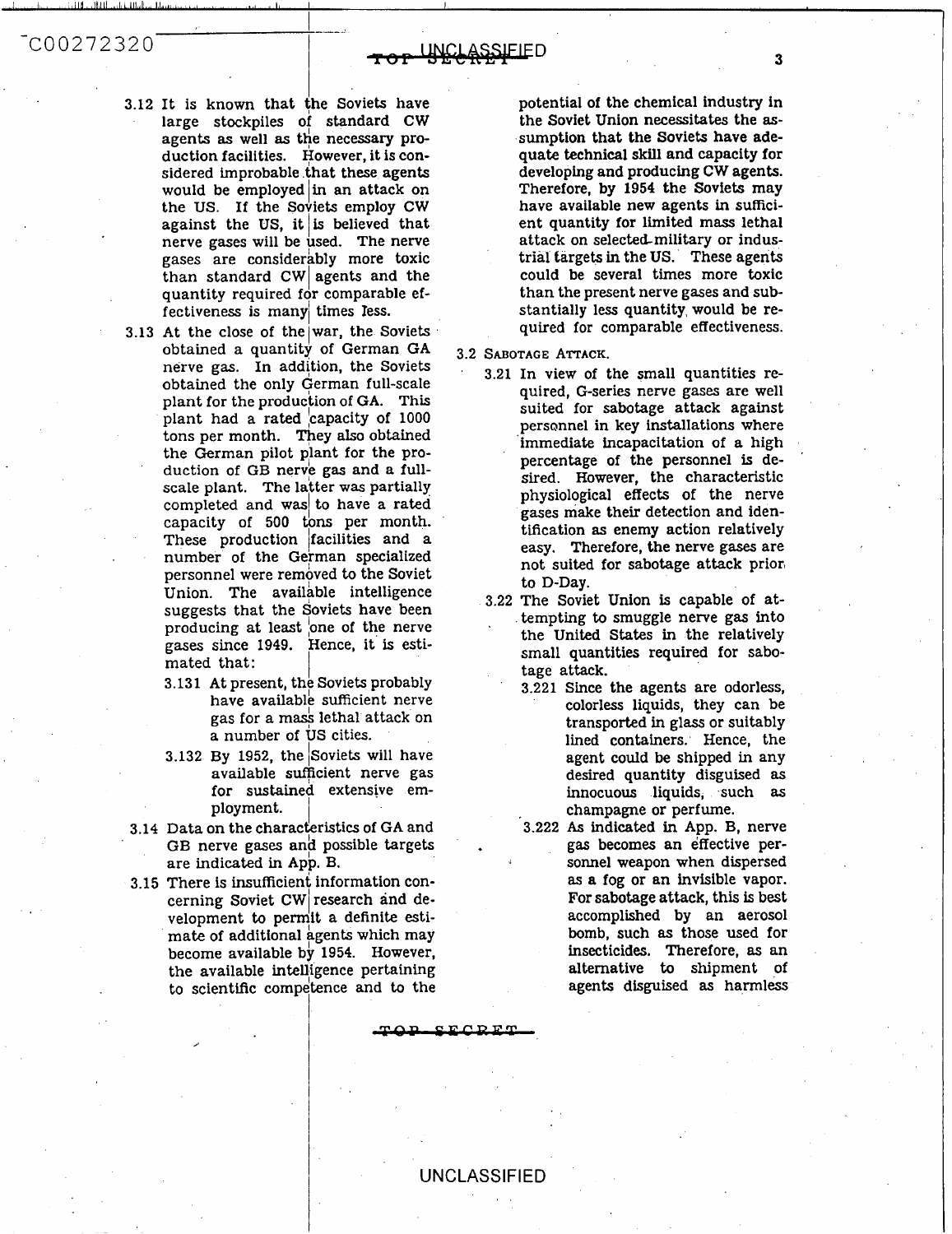3.12 It is known that the Soviets have large stockpiles of standard CW agents as well as the necessary production facilities. However, it is considered improbable that these agents would be employed in an attack on the US. If the Soviets employ CW against the US, it is believed that nerve gases will be used. The nerve gases are considerably more toxic than standard CW agents and the quantity required for comparable effectiveness is many times less.

3.13 At the close of the war, the Soviets obtained a quantity of German GA nerve gas. In addition, the Soviets obtained the only German full-scale plant for the production of GA. This plant had a rated capacity of 1000 tons per month. They also obtained the German pilot plant for the production of GB nerve gas and a full-scale plant. The latter was partially completed and was to have a rated capacity of 500 tons per month. These production facilities and a number of the German specialized personnel were removed to the Soviet Union. The available intelligence suggests that the Soviets have been producing at least one of the nerve gases since 1949. Hence, it is estimated that:

   3.131 At present, the Soviets probably have available sufficient nerve gas for a mass lethal attack on a number of US cities.

   3.132 By 1952, the Soviets will have available sufficient nerve gas for sustained extensive employment.

3.14 Data on the characteristics of GA and GB nerve gases and possible targets are indicated in App. B.

3.15 There is insufficient information concerning Soviet CW research and development to permit a definite estimate of additional agents which may become available by 1954. However, the available intelligence pertaining to scientific competence and to the potential of the chemical industry in the Soviet Union necessitates the assumption that the Soviets have adequate technical skill and capacity for developing and producing CW agents. Therefore, by 1954 the Soviets may have available new agents in sufficient quantity for limited mass lethal attack on selected military or industrial targets in the US. These agents could be several times more toxic than the present nerve gases and substantially less quantity would be required for comparable effectiveness.

3.2 SABOTAGE ATTACK.

3.21 In view of the small quantities required, G-series nerve gases are well suited for sabotage attack against personnel in key installations where immediate incapacitation of a high percentage of the personnel is desired. However, the characteristic physiological effects of the nerve gases make their detection and identification as enemy action relatively easy. Therefore, the nerve gases are not suited for sabotage attack prior to D-Day.

3.22 The Soviet Union is capable of attempting to smuggle nerve gas into the United States in the relatively small quantities required for sabotage attack.

   3.221 Since the agents are odorless, colorless liquids, they can be transported in glass or suitably lined containers. Hence, the agent could be shipped in any desired quantity disguised as innocuous liquids, such as champagne or perfume.

   3.222 As indicated in App. B, nerve gas becomes an effective personnel weapon when dispersed as a fog or an invisible vapor. For sabotage attack, this is best accomplished by an aerosol bomb, such as those used for insecticides. Therefore, as an alternative to shipment of agents disguised as harmless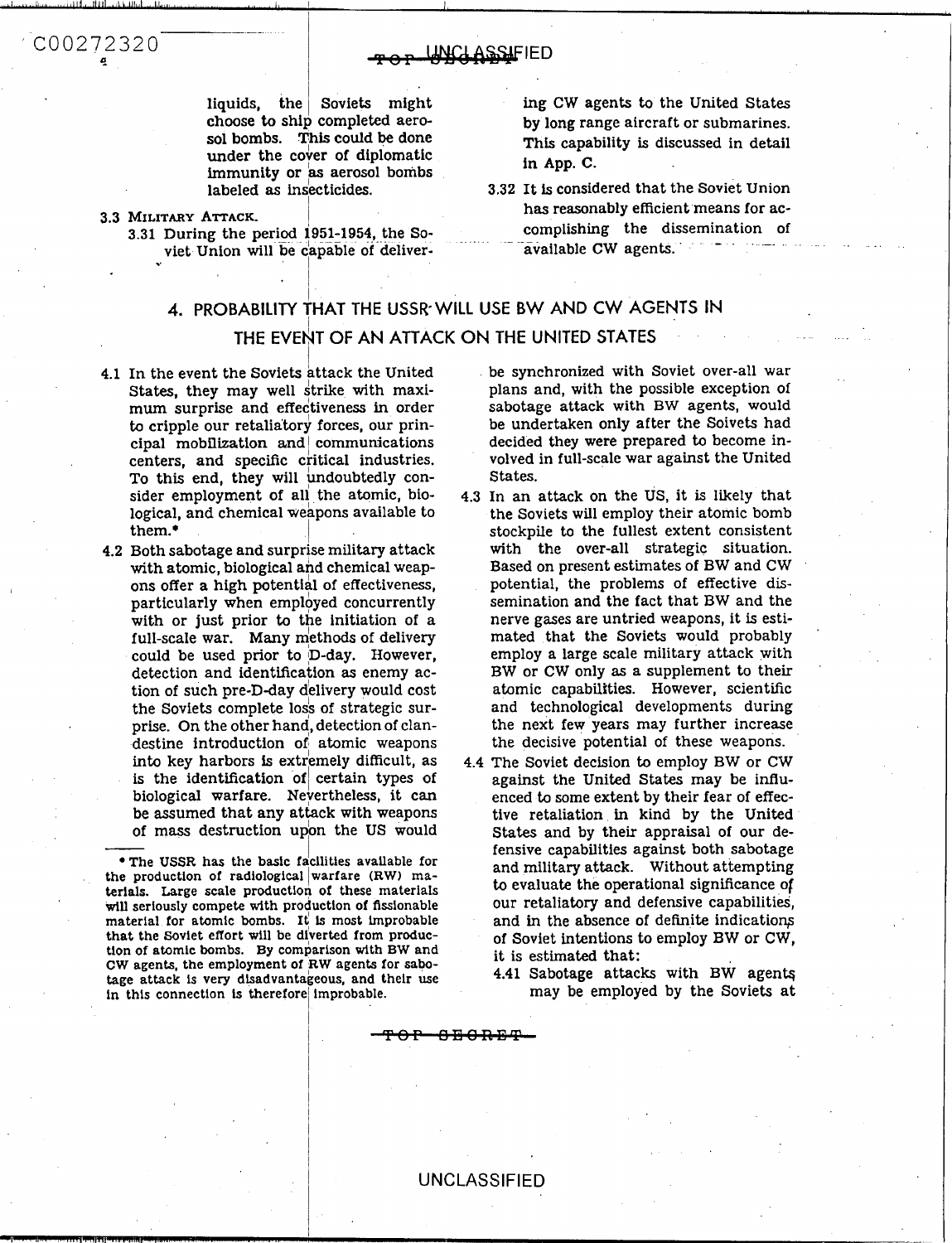liquids, the Soviets might choose to ship completed aerosol bombs. This could be done under the cover of diplomatic immunity or as aerosol bombs labeled as insecticides.

3.3 MILITARY ATTACK.

3.31 During the period 1951-1954, the Soviet Union will be capable of delivering CW agents to the United States by long range aircraft or submarines. This capability is discussed in detail in App. C.

3.32 It is considered that the Soviet Union has reasonably efficient means for accomplishing the dissemination of available CW agents.

## 4. PROBABILITY THAT THE USSR WILL USE BW AND CW AGENTS IN THE EVENT OF AN ATTACK ON THE UNITED STATES

4.1 In the event the Soviets attack the United States, they may well strike with maximum surprise and effectiveness in order to cripple our retaliatory forces, our principal mobilization and communications centers, and specific critical industries. To this end, they will undoubtedly consider employment of all the atomic, biological, and chemical weapons available to them.*

4.2 Both sabotage and surprise military attack with atomic, biological and chemical weapons offer a high potential of effectiveness, particularly when employed concurrently with or just prior to the initiation of a full-scale war. Many methods of delivery could be used prior to D-day. However, detection and identification as enemy action of such pre-D-day delivery would cost the Soviets complete loss of strategic surprise. On the other hand, detection of clandestine introduction of atomic weapons into key harbors is extremely difficult, as is the identification of certain types of biological warfare. Nevertheless, it can be assumed that any attack with weapons of mass destruction upon the US would be synchronized with Soviet over-all war plans and, with the possible exception of sabotage attack with BW agents, would be undertaken only after the Soivets had decided they were prepared to become involved in full-scale war against the United States.

4.3 In an attack on the US, it is likely that the Soviets will employ their atomic bomb stockpile to the fullest extent consistent with the over-all strategic situation. Based on present estimates of BW and CW potential, the problems of effective dissemination and the fact that BW and the nerve gases are untried weapons, it is estimated that the Soviets would probably employ a large scale military attack with BW or CW only as a supplement to their atomic capabilities. However, scientific and technological developments during the next few years may further increase the decisive potential of these weapons.

4.4 The Soviet decision to employ BW or CW against the United States may be influenced to some extent by their fear of effective retaliation in kind by the United States and by their appraisal of our defensive capabilities against both sabotage and military attack. Without attempting to evaluate the operational significance of our retaliatory and defensive capabilities, and in the absence of definite indications of Soviet intentions to employ BW or CW, it is estimated that:

4.41 Sabotage attacks with BW agents may be employed by the Soviets at

\* The USSR has the basic facilities available for the production of radiological warfare (RW) materials. Large scale production of these materials will seriously compete with production of fissionable material for atomic bombs. It is most improbable that the Soviet effort will be diverted from production of atomic bombs. By comparison with BW and CW agents, the employment of RW agents for sabotage attack is very disadvantageous, and their use in this connection is therefore improbable.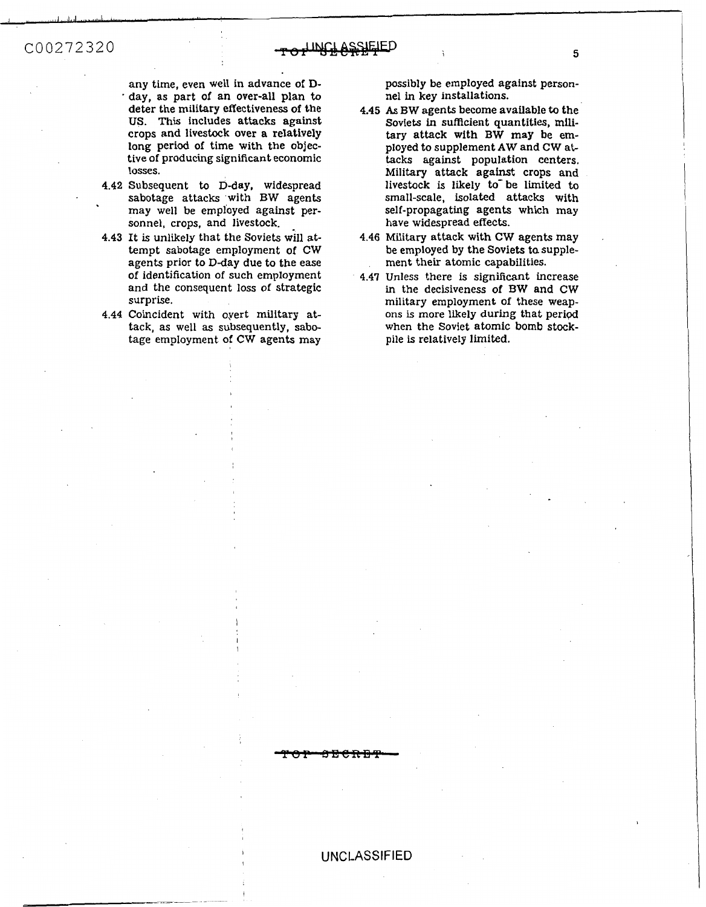any time, even well in advance of D-day, as part of an over-all plan to deter the military effectiveness of the US. This includes attacks against crops and livestock over a relatively long period of time with the objective of producing significant economic losses.

4.42 Subsequent to D-day, widespread sabotage attacks with BW agents may well be employed against personnel, crops, and livestock.

4.43 It is unlikely that the Soviets will attempt sabotage employment of CW agents prior to D-day due to the ease of identification of such employment and the consequent loss of strategic surprise.

4.44 Coincident with overt military attack, as well as subsequently, sabotage employment of CW agents may possibly be employed against personnel in key installations.

4.45 As BW agents become available to the Soviets in sufficient quantities, military attack with BW may be employed to supplement AW and CW attacks against population centers. Military attack against crops and livestock is likely to be limited to small-scale, isolated attacks with self-propagating agents which may have widespread effects.

4.46 Military attack with CW agents may be employed by the Soviets to supplement their atomic capabilities.

4.47 Unless there is significant increase in the decisiveness of BW and CW military employment of these weapons is more likely during that period when the Soviet atomic bomb stockpile is relatively limited.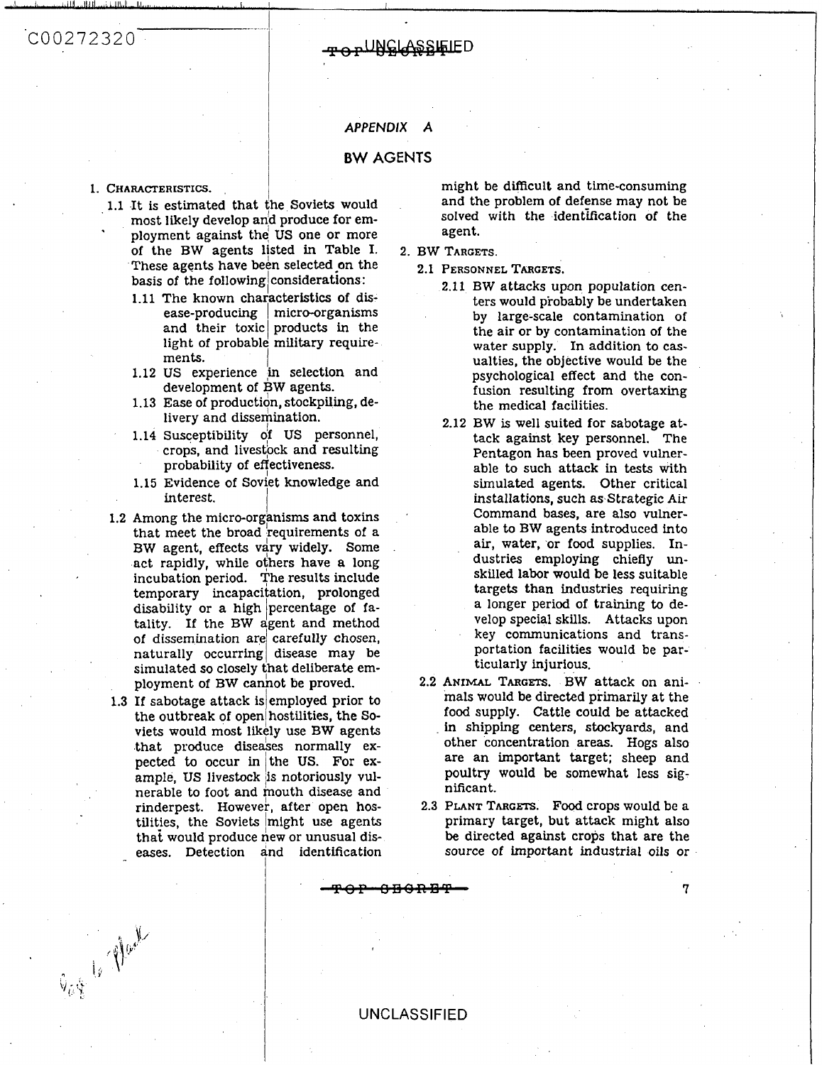# APPENDIX A

## BW AGENTS

1. CHARACTERISTICS.

   1.1 It is estimated that the Soviets would most likely develop and produce for employment against the US one or more of the BW agents listed in Table I. These agents have been selected on the basis of the following considerations:

      1.11 The known characteristics of disease-producing micro-organisms and their toxic products in the light of probable military requirements.

      1.12 US experience in selection and development of BW agents.

      1.13 Ease of production, stockpiling, delivery and dissemination.

      1.14 Susceptibility of US personnel, crops, and livestock and resulting probability of effectiveness.

      1.15 Evidence of Soviet knowledge and interest.

   1.2 Among the micro-organisms and toxins that meet the broad requirements of a BW agent, effects vary widely. Some act rapidly, while others have a long incubation period. The results include temporary incapacitation, prolonged disability or a high percentage of fatality. If the BW agent and method of dissemination are carefully chosen, naturally occurring disease may be simulated so closely that deliberate employment of BW cannot be proved.

   1.3 If sabotage attack is employed prior to the outbreak of open hostilities, the Soviets would most likely use BW agents that produce diseases normally expected to occur in the US. For example, US livestock is notoriously vulnerable to foot and mouth disease and rinderpest. However, after open hostilities, the Soviets might use agents that would produce new or unusual diseases. Detection and identification might be difficult and time-consuming and the problem of defense may not be solved with the identification of the agent.

2. BW TARGETS.

   2.1 PERSONNEL TARGETS.

      2.11 BW attacks upon population centers would probably be undertaken by large-scale contamination of the air or by contamination of the water supply. In addition to casualties, the objective would be the psychological effect and the confusion resulting from overtaxing the medical facilities.

      2.12 BW is well suited for sabotage attack against key personnel. The Pentagon has been proved vulnerable to such attack in tests with simulated agents. Other critical installations, such as Strategic Air Command bases, are also vulnerable to BW agents introduced into air, water, or food supplies. Industries employing chiefly unskilled labor would be less suitable targets than industries requiring a longer period of training to develop special skills. Attacks upon key communications and transportation facilities would be particularly injurious.

   2.2 ANIMAL TARGETS. BW attack on animals would be directed primarily at the food supply. Cattle could be attacked in shipping centers, stockyards, and other concentration areas. Hogs also are an important target; sheep and poultry would be somewhat less significant.

   2.3 PLANT TARGETS. Food crops would be a primary target, but attack might also be directed against crops that are the source of important industrial oils or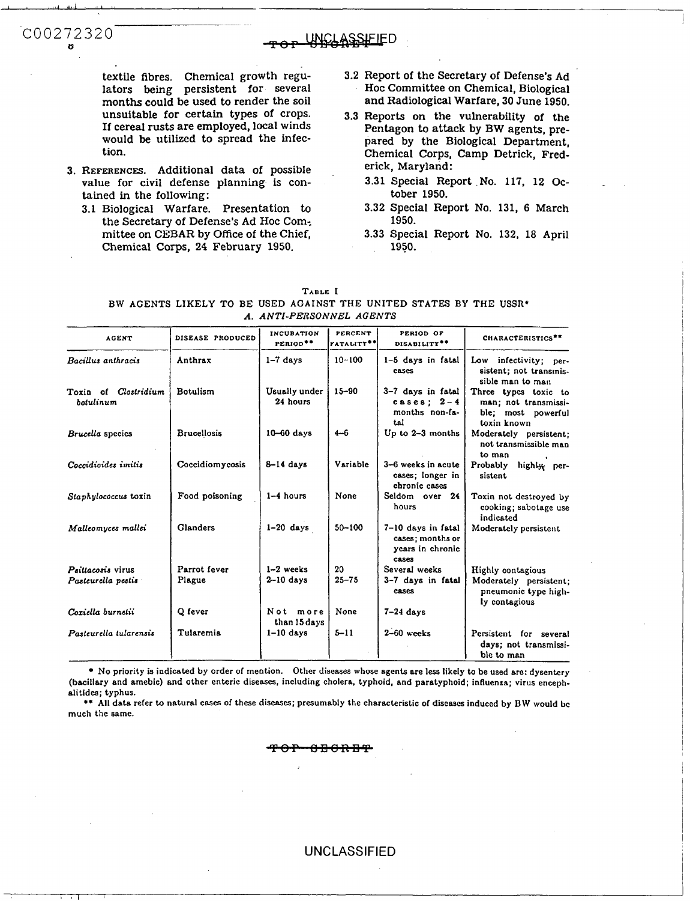textile fibres. Chemical growth regulators being persistent for several months could be used to render the soil unsuitable for certain types of crops. If cereal rusts are employed, local winds would be utilized to spread the infection.

3. References. Additional data of possible value for civil defense planning is contained in the following:
   - 3.1 Biological Warfare. Presentation to the Secretary of Defense's Ad Hoc Committee on CEBAR by Office of the Chief, Chemical Corps, 24 February 1950.
   - 3.2 Report of the Secretary of Defense's Ad Hoc Committee on Chemical, Biological and Radiological Warfare, 30 June 1950.
   - 3.3 Reports on the vulnerability of the Pentagon to attack by BW agents, prepared by the Biological Department, Chemical Corps, Camp Detrick, Frederick, Maryland:
     - 3.31 Special Report No. 117, 12 October 1950.
     - 3.32 Special Report No. 131, 6 March 1950.
     - 3.33 Special Report No. 132, 18 April 1950.

TABLE I

BW AGENTS LIKELY TO BE USED AGAINST THE UNITED STATES BY THE USSR*

*A. ANTI-PERSONNEL AGENTS*

| AGENT | DISEASE PRODUCED | INCUBATION PERIOD** | PERCENT FATALITY** | PERIOD OF DISABILITY** | CHARACTERISTICS** |
|---|---|---|---|---|---|
| *Bacillus anthracis* | Anthrax | 1–7 days | 10–100 | 1–5 days in fatal cases | Low infectivity; persistent; not transmissible man to man |
| Toxin of *Clostridium botulinum* | Botulism | Usually under 24 hours | 15–90 | 3–7 days in fatal cases; 2–4 months non-fatal | Three types toxic to man; not transmissible; most powerful toxin known |
| *Brucella* species | Brucellosis | 10–60 days | 4–6 | Up to 2–3 months | Moderately persistent; not transmissible man to man |
| *Coccidioides imitis* | Coccidiomycosis | 8–14 days | Variable | 3–6 weeks in acute cases; longer in chronic cases | Probably highly persistent |
| *Staphylococcus* toxin | Food poisoning | 1–4 hours | None | Seldom over 24 hours | Toxin not destroyed by cooking; sabotage use indicated |
| *Malleomyces mallei* | Glanders | 1–20 days | 50–100 | 7–10 days in fatal cases; months or years in chronic cases | Moderately persistent |
| *Psittacosis* virus | Parrot fever | 1–2 weeks | 20 | Several weeks | Highly contagious |
| *Pasteurella pestis* | Plague | 2–10 days | 25–75 | 3–7 days in fatal cases | Moderately persistent; pneumonic type highly contagious |
| *Coxiella burnetii* | Q fever | Not more than 15 days | None | 7–24 days | |
| *Pasteurella tularensis* | Tularemia | 1–10 days | 5–11 | 2–60 weeks | Persistent for several days; not transmissible to man |

\* No priority is indicated by order of mention. Other diseases whose agents are less likely to be used are: dysentery (bacillary and amebic) and other enteric diseases, including cholera, typhoid, and paratyphoid; influenza; virus encephalitides; typhus.

\*\* All data refer to natural cases of these diseases; presumably the characteristic of diseases induced by BW would be much the same.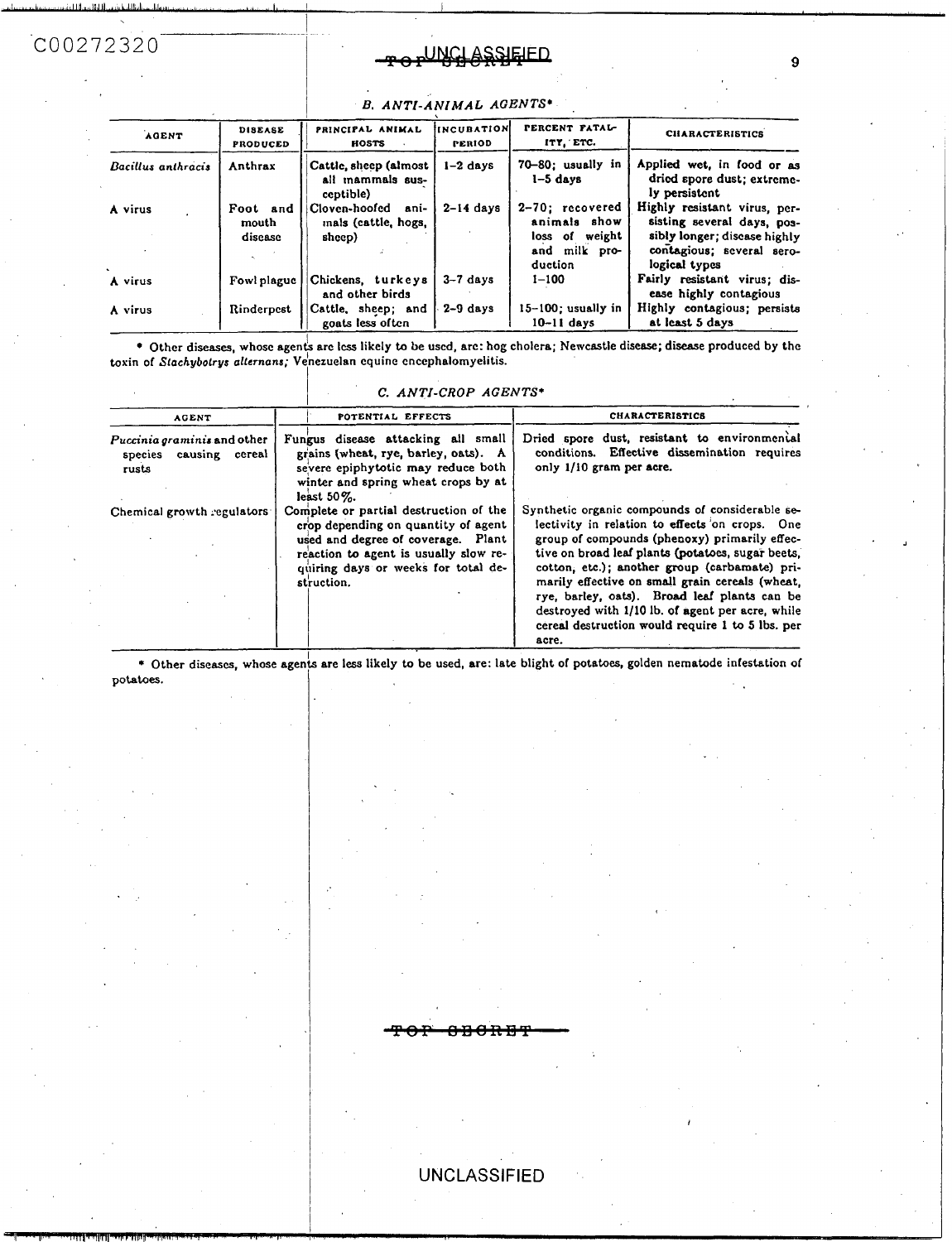### B. ANTI-ANIMAL AGENTS*

| AGENT | DISEASE PRODUCED | PRINCIPAL ANIMAL HOSTS | INCUBATION PERIOD | PERCENT FATALITY, ETC. | CHARACTERISTICS |
|---|---|---|---|---|---|
| *Bacillus anthracis* | Anthrax | Cattle, sheep (almost all mammals susceptible) | 1–2 days | 70–80; usually in 1–5 days | Applied wet, in food or as dried spore dust; extremely persistent |
| A virus | Foot and mouth disease | Cloven-hoofed animals (cattle, hogs, sheep) | 2–14 days | 2–70; recovered animals show loss of weight and milk production | Highly resistant virus, persisting several days, possibly longer; disease highly contagious; several serological types |
| A virus | Fowl plague | Chickens, turkeys and other birds | 3–7 days | 1–100 | Fairly resistant virus; disease highly contagious |
| A virus | Rinderpest | Cattle, sheep; and goats less often | 2–9 days | 15–100; usually in 10–11 days | Highly contagious; persists at least 5 days |

* Other diseases, whose agents are less likely to be used, are: hog cholera; Newcastle disease; disease produced by the toxin of *Stachybotrys alternans;* Venezuelan equine encephalomyelitis.

### C. ANTI-CROP AGENTS*

| AGENT | POTENTIAL EFFECTS | CHARACTERISTICS |
|---|---|---|
| *Puccinia graminis* and other species causing cereal rusts | Fungus disease attacking all small grains (wheat, rye, barley, oats). A severe epiphytotic may reduce both winter and spring wheat crops by at least 50%. | Dried spore dust, resistant to environmental conditions. Effective dissemination requires only 1/10 gram per acre. |
| Chemical growth regulators | Complete or partial destruction of the crop depending on quantity of agent used and degree of coverage. Plant reaction to agent is usually slow requiring days or weeks for total destruction. | Synthetic organic compounds of considerable selectivity in relation to effects on crops. One group of compounds (phenoxy) primarily effective on broad leaf plants (potatoes, sugar beets, cotton, etc.); another group (carbamate) primarily effective on small grain cereals (wheat, rye, barley, oats). Broad leaf plants can be destroyed with 1/10 lb. of agent per acre, while cereal destruction would require 1 to 5 lbs. per acre. |

* Other diseases, whose agents are less likely to be used, are: late blight of potatoes, golden nematode infestation of potatoes.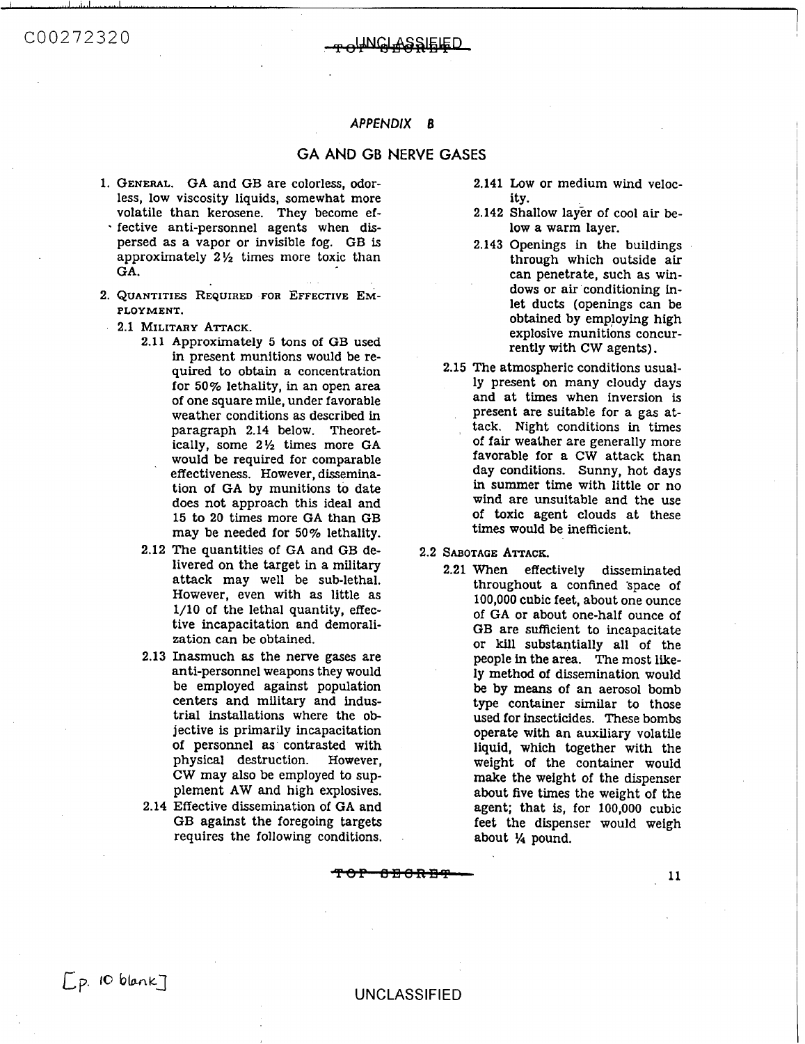*APPENDIX B*

# GA AND GB NERVE GASES

1. GENERAL. GA and GB are colorless, odorless, low viscosity liquids, somewhat more volatile than kerosene. They become effective anti-personnel agents when dispersed as a vapor or invisible fog. GB is approximately 2½ times more toxic than GA.

2. QUANTITIES REQUIRED FOR EFFECTIVE EMPLOYMENT.

   2.1 MILITARY ATTACK.

   2.11 Approximately 5 tons of GB used in present munitions would be required to obtain a concentration for 50% lethality, in an open area of one square mile, under favorable weather conditions as described in paragraph 2.14 below. Theoretically, some 2½ times more GA would be required for comparable effectiveness. However, dissemination of GA by munitions to date does not approach this ideal and 15 to 20 times more GA than GB may be needed for 50% lethality.

   2.12 The quantities of GA and GB delivered on the target in a military attack may well be sub-lethal. However, even with as little as 1/10 of the lethal quantity, effective incapacitation and demoralization can be obtained.

   2.13 Inasmuch as the nerve gases are anti-personnel weapons they would be employed against population centers and military and industrial installations where the objective is primarily incapacitation of personnel as contrasted with physical destruction. However, CW may also be employed to supplement AW and high explosives.

   2.14 Effective dissemination of GA and GB against the foregoing targets requires the following conditions.

   2.141 Low or medium wind velocity.

   2.142 Shallow layer of cool air below a warm layer.

   2.143 Openings in the buildings through which outside air can penetrate, such as windows or air conditioning inlet ducts (openings can be obtained by employing high explosive munitions concurrently with CW agents).

   2.15 The atmospheric conditions usually present on many cloudy days and at times when inversion is present are suitable for a gas attack. Night conditions in times of fair weather are generally more favorable for a CW attack than day conditions. Sunny, hot days in summer time with little or no wind are unsuitable and the use of toxic agent clouds at these times would be inefficient.

   2.2 SABOTAGE ATTACK.

   2.21 When effectively disseminated throughout a confined space of 100,000 cubic feet, about one ounce of GA or about one-half ounce of GB are sufficient to incapacitate or kill substantially all of the people in the area. The most likely method of dissemination would be by means of an aerosol bomb type container similar to those used for insecticides. These bombs operate with an auxiliary volatile liquid, which together with the weight of the container would make the weight of the dispenser about five times the weight of the agent; that is, for 100,000 cubic feet the dispenser would weigh about ¼ pound.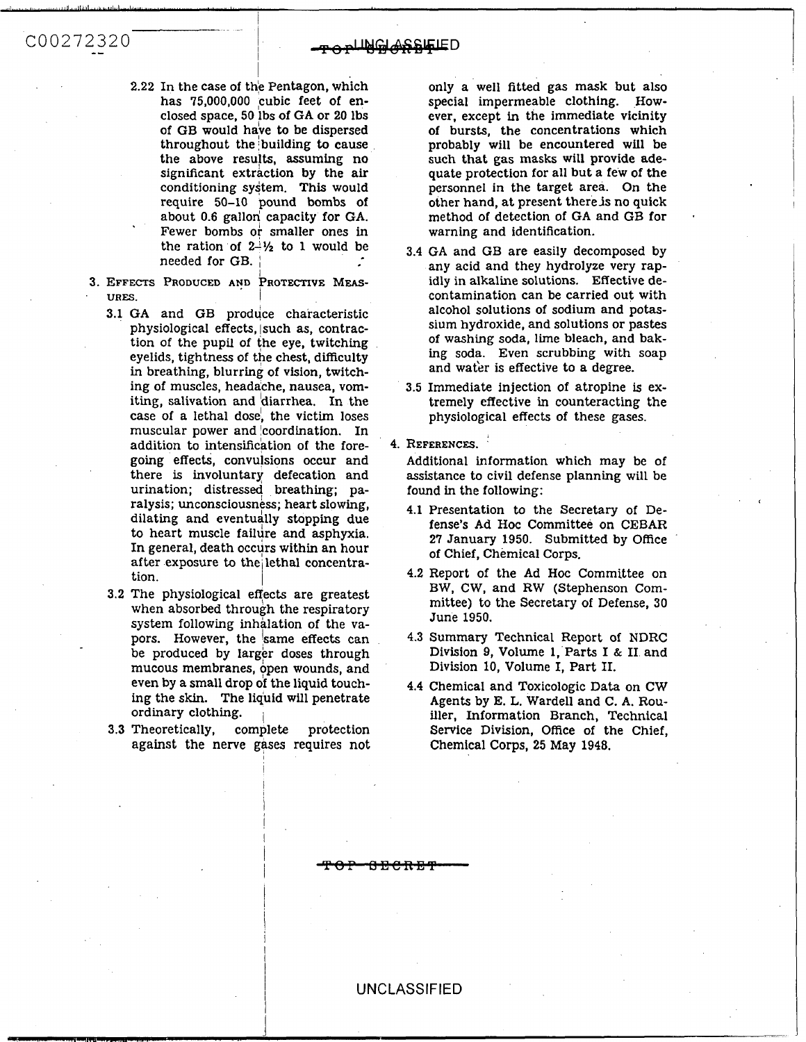2.22 In the case of the Pentagon, which has 75,000,000 cubic feet of enclosed space, 50 lbs of GA or 20 lbs of GB would have to be dispersed throughout the building to cause the above results, assuming no significant extraction by the air conditioning system. This would require 50–10 pound bombs of about 0.6 gallon capacity for GA. Fewer bombs or smaller ones in the ration of 2-½ to 1 would be needed for GB.

3. EFFECTS PRODUCED AND PROTECTIVE MEASURES.

3.1 GA and GB produce characteristic physiological effects, such as, contraction of the pupil of the eye, twitching eyelids, tightness of the chest, difficulty in breathing, blurring of vision, twitching of muscles, headache, nausea, vomiting, salivation and diarrhea. In the case of a lethal dose, the victim loses muscular power and coordination. In addition to intensification of the foregoing effects, convulsions occur and there is involuntary defecation and urination; distressed breathing; paralysis; unconsciousness; heart slowing, dilating and eventually stopping due to heart muscle failure and asphyxia. In general, death occurs within an hour after exposure to the lethal concentration.

3.2 The physiological effects are greatest when absorbed through the respiratory system following inhalation of the vapors. However, the same effects can be produced by larger doses through mucous membranes, open wounds, and even by a small drop of the liquid touching the skin. The liquid will penetrate ordinary clothing.

3.3 Theoretically, complete protection against the nerve gases requires not only a well fitted gas mask but also special impermeable clothing. However, except in the immediate vicinity of bursts, the concentrations which probably will be encountered will be such that gas masks will provide adequate protection for all but a few of the personnel in the target area. On the other hand, at present there is no quick method of detection of GA and GB for warning and identification.

3.4 GA and GB are easily decomposed by any acid and they hydrolyze very rapidly in alkaline solutions. Effective decontamination can be carried out with alcohol solutions of sodium and potassium hydroxide, and solutions or pastes of washing soda, lime bleach, and baking soda. Even scrubbing with soap and water is effective to a degree.

3.5 Immediate injection of atropine is extremely effective in counteracting the physiological effects of these gases.

4. REFERENCES.

Additional information which may be of assistance to civil defense planning will be found in the following:

4.1 Presentation to the Secretary of Defense's Ad Hoc Committee on CEBAR 27 January 1950. Submitted by Office of Chief, Chemical Corps.

4.2 Report of the Ad Hoc Committee on BW, CW, and RW (Stephenson Committee) to the Secretary of Defense, 30 June 1950.

4.3 Summary Technical Report of NDRC Division 9, Volume 1, Parts I & II and Division 10, Volume I, Part II.

4.4 Chemical and Toxicologic Data on CW Agents by E. L. Wardell and C. A. Rouiller, Information Branch, Technical Service Division, Office of the Chief, Chemical Corps, 25 May 1948.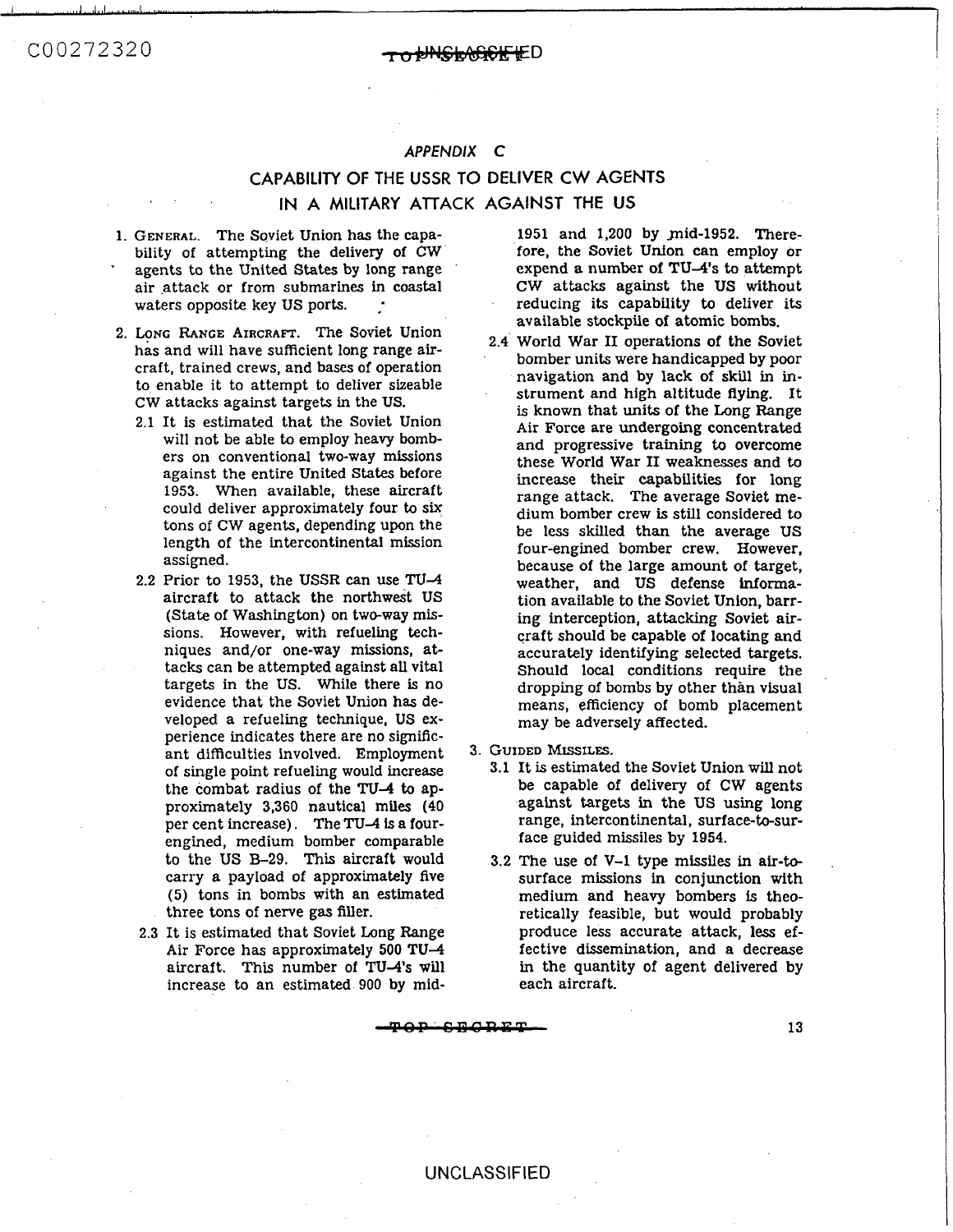## APPENDIX C

## CAPABILITY OF THE USSR TO DELIVER CW AGENTS IN A MILITARY ATTACK AGAINST THE US

1. GENERAL. The Soviet Union has the capability of attempting the delivery of CW agents to the United States by long range air attack or from submarines in coastal waters opposite key US ports.

2. LONG RANGE AIRCRAFT. The Soviet Union has and will have sufficient long range aircraft, trained crews, and bases of operation to enable it to attempt to deliver sizeable CW attacks against targets in the US.

   2.1 It is estimated that the Soviet Union will not be able to employ heavy bombers on conventional two-way missions against the entire United States before 1953. When available, these aircraft could deliver approximately four to six tons of CW agents, depending upon the length of the intercontinental mission assigned.

   2.2 Prior to 1953, the USSR can use TU-4 aircraft to attack the northwest US (State of Washington) on two-way missions. However, with refueling techniques and/or one-way missions, attacks can be attempted against all vital targets in the US. While there is no evidence that the Soviet Union has developed a refueling technique, US experience indicates there are no significant difficulties involved. Employment of single point refueling would increase the combat radius of the TU-4 to approximately 3,360 nautical miles (40 per cent increase). The TU-4 is a four-engined, medium bomber comparable to the US B-29. This aircraft would carry a payload of approximately five (5) tons in bombs with an estimated three tons of nerve gas filler.

   2.3 It is estimated that Soviet Long Range Air Force has approximately 500 TU-4 aircraft. This number of TU-4's will increase to an estimated 900 by mid-1951 and 1,200 by mid-1952. Therefore, the Soviet Union can employ or expend a number of TU-4's to attempt CW attacks against the US without reducing its capability to deliver its available stockpile of atomic bombs.

   2.4 World War II operations of the Soviet bomber units were handicapped by poor navigation and by lack of skill in instrument and high altitude flying. It is known that units of the Long Range Air Force are undergoing concentrated and progressive training to overcome these World War II weaknesses and to increase their capabilities for long range attack. The average Soviet medium bomber crew is still considered to be less skilled than the average US four-engined bomber crew. However, because of the large amount of target, weather, and US defense information available to the Soviet Union, barring interception, attacking Soviet aircraft should be capable of locating and accurately identifying selected targets. Should local conditions require the dropping of bombs by other than visual means, efficiency of bomb placement may be adversely affected.

3. GUIDED MISSILES.

   3.1 It is estimated the Soviet Union will not be capable of delivery of CW agents against targets in the US using long range, intercontinental, surface-to-surface guided missiles by 1954.

   3.2 The use of V-1 type missiles in air-to-surface missions in conjunction with medium and heavy bombers is theoretically feasible, but would probably produce less accurate attack, less effective dissemination, and a decrease in the quantity of agent delivered by each aircraft.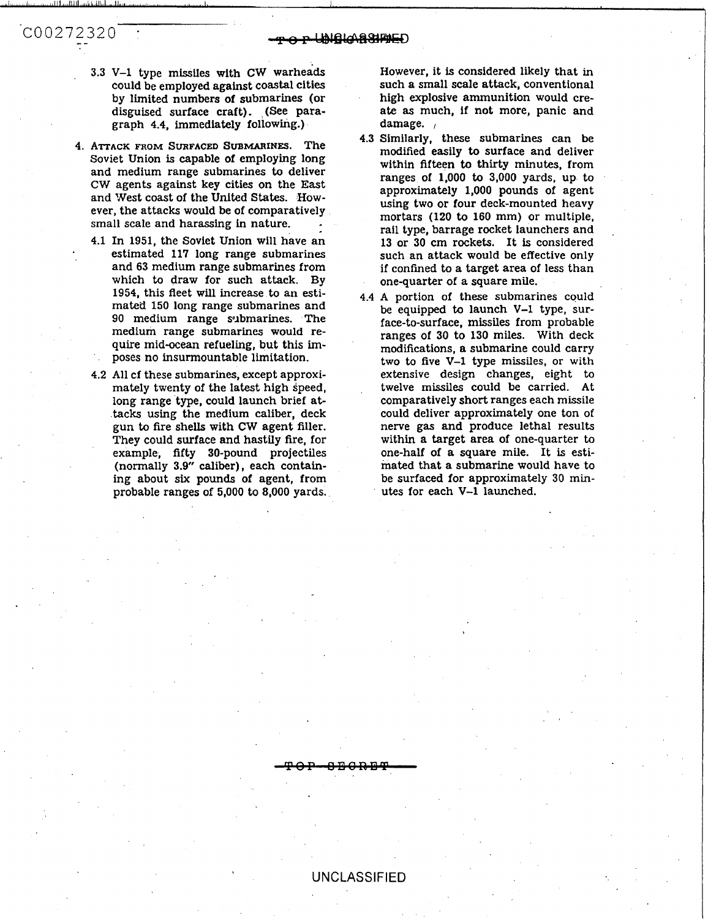3.3 V-1 type missiles with CW warheads could be employed against coastal cities by limited numbers of submarines (or disguised surface craft). (See paragraph 4.4, immediately following.)

4. **Attack from Surfaced Submarines.** The Soviet Union is capable of employing long and medium range submarines to deliver CW agents against key cities on the East and West coast of the United States. However, the attacks would be of comparatively small scale and harassing in nature.

4.1 In 1951, the Soviet Union will have an estimated 117 long range submarines and 63 medium range submarines from which to draw for such attack. By 1954, this fleet will increase to an estimated 150 long range submarines and 90 medium range submarines. The medium range submarines would require mid-ocean refueling, but this imposes no insurmountable limitation.

4.2 All of these submarines, except approximately twenty of the latest high speed, long range type, could launch brief attacks using the medium caliber, deck gun to fire shells with CW agent filler. They could surface and hastily fire, for example, fifty 30-pound projectiles (normally 3.9" caliber), each containing about six pounds of agent, from probable ranges of 5,000 to 8,000 yards. However, it is considered likely that in such a small scale attack, conventional high explosive ammunition would create as much, if not more, panic and damage.

4.3 Similarly, these submarines can be modified easily to surface and deliver within fifteen to thirty minutes, from ranges of 1,000 to 3,000 yards, up to approximately 1,000 pounds of agent using two or four deck-mounted heavy mortars (120 to 160 mm) or multiple, rail type, barrage rocket launchers and 13 or 30 cm rockets. It is considered such an attack would be effective only if confined to a target area of less than one-quarter of a square mile.

4.4 A portion of these submarines could be equipped to launch V-1 type, surface-to-surface, missiles from probable ranges of 30 to 130 miles. With deck modifications, a submarine could carry two to five V-1 type missiles, or with extensive design changes, eight to twelve missiles could be carried. At comparatively short ranges each missile could deliver approximately one ton of nerve gas and produce lethal results within a target area of one-quarter to one-half of a square mile. It is estimated that a submarine would have to be surfaced for approximately 30 minutes for each V-1 launched.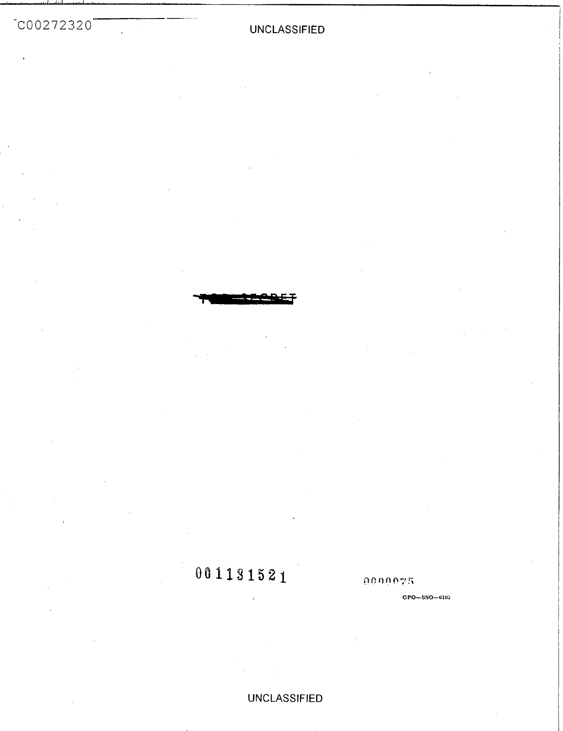C00272320

UNCLASSIFIED

~~TOP SECRET~~

001181521

0000075

GPO—SSO—6103

UNCLASSIFIED